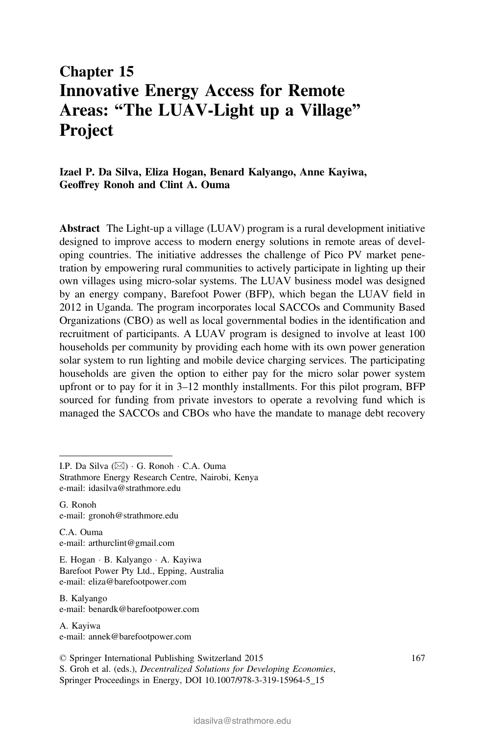# Chapter 15
# Innovative Energy Access for Remote Areas: "The LUAV-Light up a Village" Project

**Izael P. Da Silva, Eliza Hogan, Benard Kalyango, Anne Kayiwa, Geoffrey Ronoh and Clint A. Ouma**

**Abstract** The Light-up a village (LUAV) program is a rural development initiative designed to improve access to modern energy solutions in remote areas of developing countries. The initiative addresses the challenge of Pico PV market penetration by empowering rural communities to actively participate in lighting up their own villages using micro-solar systems. The LUAV business model was designed by an energy company, Barefoot Power (BFP), which began the LUAV field in 2012 in Uganda. The program incorporates local SACCOs and Community Based Organizations (CBO) as well as local governmental bodies in the identification and recruitment of participants. A LUAV program is designed to involve at least 100 households per community by providing each home with its own power generation solar system to run lighting and mobile device charging services. The participating households are given the option to either pay for the micro solar power system upfront or to pay for it in 3–12 monthly installments. For this pilot program, BFP sourced for funding from private investors to operate a revolving fund which is managed the SACCOs and CBOs who have the mandate to manage debt recovery

---

I.P. Da Silva (✉) · G. Ronoh · C.A. Ouma
Strathmore Energy Research Centre, Nairobi, Kenya
e-mail: idasilva@strathmore.edu

G. Ronoh
e-mail: gronoh@strathmore.edu

C.A. Ouma
e-mail: arthurclint@gmail.com

E. Hogan · B. Kalyango · A. Kayiwa
Barefoot Power Pty Ltd., Epping, Australia
e-mail: eliza@barefootpower.com

B. Kalyango
e-mail: benardk@barefootpower.com

A. Kayiwa
e-mail: annek@barefootpower.com

© Springer International Publishing Switzerland 2015
S. Groh et al. (eds.), *Decentralized Solutions for Developing Economies*,
Springer Proceedings in Energy, DOI 10.1007/978-3-319-15964-5_15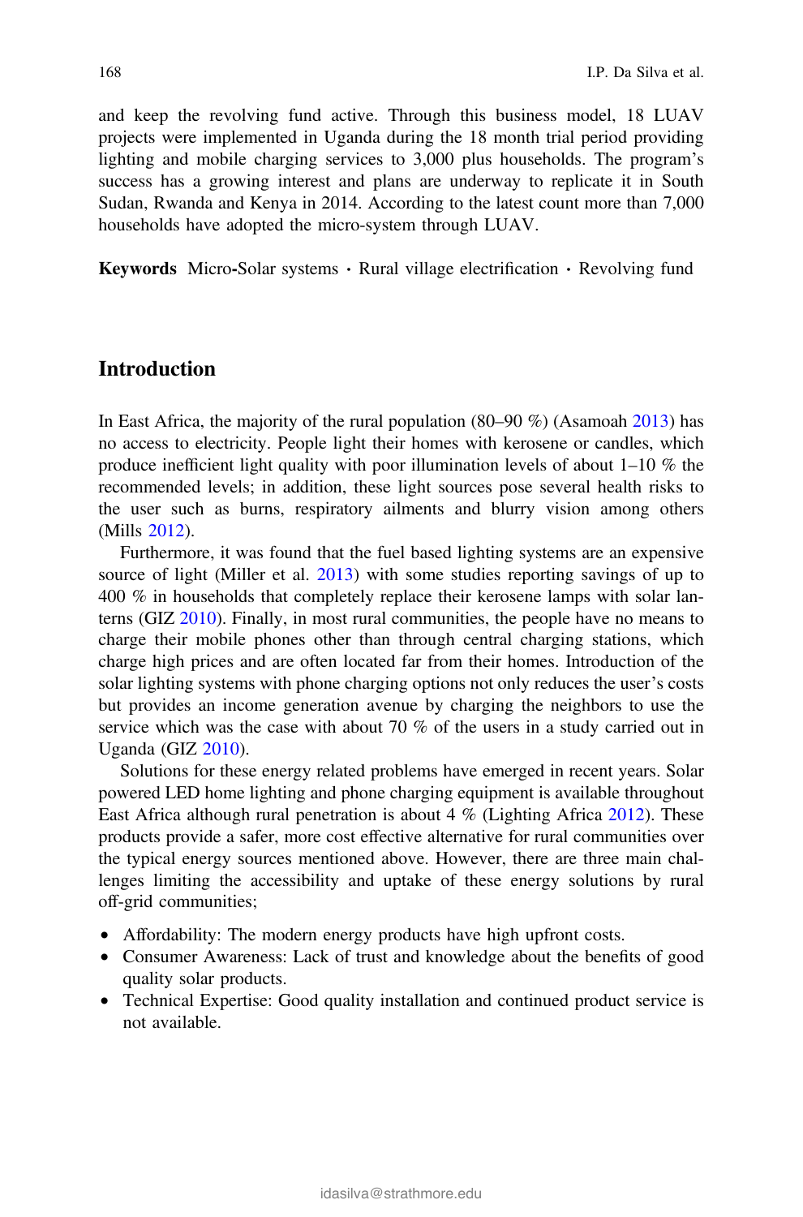and keep the revolving fund active. Through this business model, 18 LUAV projects were implemented in Uganda during the 18 month trial period providing lighting and mobile charging services to 3,000 plus households. The program's success has a growing interest and plans are underway to replicate it in South Sudan, Rwanda and Kenya in 2014. According to the latest count more than 7,000 households have adopted the micro-system through LUAV.

**Keywords** Micro-Solar systems · Rural village electrification · Revolving fund

## Introduction

In East Africa, the majority of the rural population (80–90 %) (Asamoah 2013) has no access to electricity. People light their homes with kerosene or candles, which produce inefficient light quality with poor illumination levels of about 1–10 % the recommended levels; in addition, these light sources pose several health risks to the user such as burns, respiratory ailments and blurry vision among others (Mills 2012).

Furthermore, it was found that the fuel based lighting systems are an expensive source of light (Miller et al. 2013) with some studies reporting savings of up to 400 % in households that completely replace their kerosene lamps with solar lanterns (GIZ 2010). Finally, in most rural communities, the people have no means to charge their mobile phones other than through central charging stations, which charge high prices and are often located far from their homes. Introduction of the solar lighting systems with phone charging options not only reduces the user's costs but provides an income generation avenue by charging the neighbors to use the service which was the case with about 70 % of the users in a study carried out in Uganda (GIZ 2010).

Solutions for these energy related problems have emerged in recent years. Solar powered LED home lighting and phone charging equipment is available throughout East Africa although rural penetration is about 4 % (Lighting Africa 2012). These products provide a safer, more cost effective alternative for rural communities over the typical energy sources mentioned above. However, there are three main challenges limiting the accessibility and uptake of these energy solutions by rural off-grid communities;

- Affordability: The modern energy products have high upfront costs.
- Consumer Awareness: Lack of trust and knowledge about the benefits of good quality solar products.
- Technical Expertise: Good quality installation and continued product service is not available.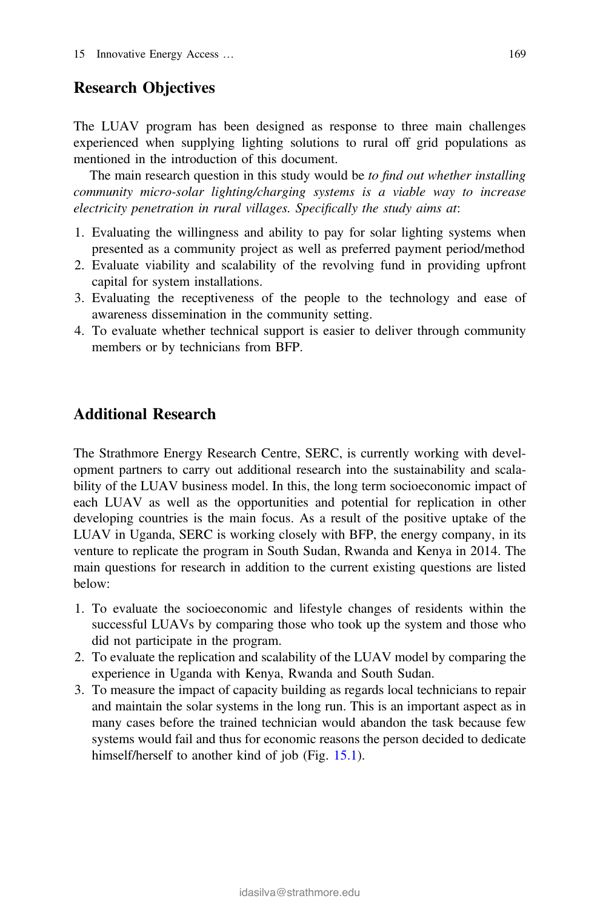## Research Objectives

The LUAV program has been designed as response to three main challenges experienced when supplying lighting solutions to rural off grid populations as mentioned in the introduction of this document.

The main research question in this study would be *to find out whether installing community micro-solar lighting/charging systems is a viable way to increase electricity penetration in rural villages. Specifically the study aims at*:

1. Evaluating the willingness and ability to pay for solar lighting systems when presented as a community project as well as preferred payment period/method
2. Evaluate viability and scalability of the revolving fund in providing upfront capital for system installations.
3. Evaluating the receptiveness of the people to the technology and ease of awareness dissemination in the community setting.
4. To evaluate whether technical support is easier to deliver through community members or by technicians from BFP.

## Additional Research

The Strathmore Energy Research Centre, SERC, is currently working with development partners to carry out additional research into the sustainability and scalability of the LUAV business model. In this, the long term socioeconomic impact of each LUAV as well as the opportunities and potential for replication in other developing countries is the main focus. As a result of the positive uptake of the LUAV in Uganda, SERC is working closely with BFP, the energy company, in its venture to replicate the program in South Sudan, Rwanda and Kenya in 2014. The main questions for research in addition to the current existing questions are listed below:

1. To evaluate the socioeconomic and lifestyle changes of residents within the successful LUAVs by comparing those who took up the system and those who did not participate in the program.
2. To evaluate the replication and scalability of the LUAV model by comparing the experience in Uganda with Kenya, Rwanda and South Sudan.
3. To measure the impact of capacity building as regards local technicians to repair and maintain the solar systems in the long run. This is an important aspect as in many cases before the trained technician would abandon the task because few systems would fail and thus for economic reasons the person decided to dedicate himself/herself to another kind of job (Fig. 15.1).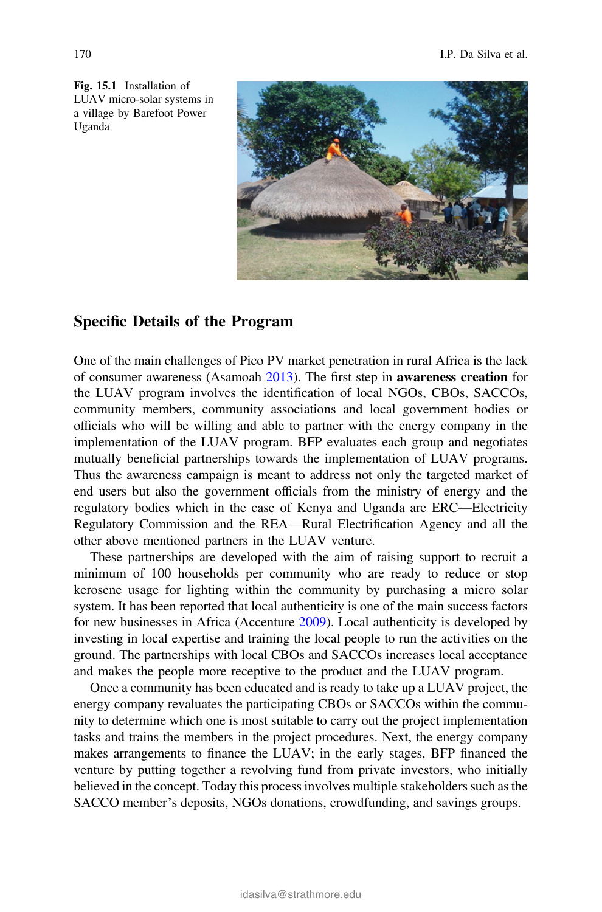Fig. 15.1 Installation of LUAV micro-solar systems in a village by Barefoot Power Uganda

## Specific Details of the Program

One of the main challenges of Pico PV market penetration in rural Africa is the lack of consumer awareness (Asamoah 2013). The first step in **awareness creation** for the LUAV program involves the identification of local NGOs, CBOs, SACCOs, community members, community associations and local government bodies or officials who will be willing and able to partner with the energy company in the implementation of the LUAV program. BFP evaluates each group and negotiates mutually beneficial partnerships towards the implementation of LUAV programs. Thus the awareness campaign is meant to address not only the targeted market of end users but also the government officials from the ministry of energy and the regulatory bodies which in the case of Kenya and Uganda are ERC—Electricity Regulatory Commission and the REA—Rural Electrification Agency and all the other above mentioned partners in the LUAV venture.

These partnerships are developed with the aim of raising support to recruit a minimum of 100 households per community who are ready to reduce or stop kerosene usage for lighting within the community by purchasing a micro solar system. It has been reported that local authenticity is one of the main success factors for new businesses in Africa (Accenture 2009). Local authenticity is developed by investing in local expertise and training the local people to run the activities on the ground. The partnerships with local CBOs and SACCOs increases local acceptance and makes the people more receptive to the product and the LUAV program.

Once a community has been educated and is ready to take up a LUAV project, the energy company revaluates the participating CBOs or SACCOs within the community to determine which one is most suitable to carry out the project implementation tasks and trains the members in the project procedures. Next, the energy company makes arrangements to finance the LUAV; in the early stages, BFP financed the venture by putting together a revolving fund from private investors, who initially believed in the concept. Today this process involves multiple stakeholders such as the SACCO member's deposits, NGOs donations, crowdfunding, and savings groups.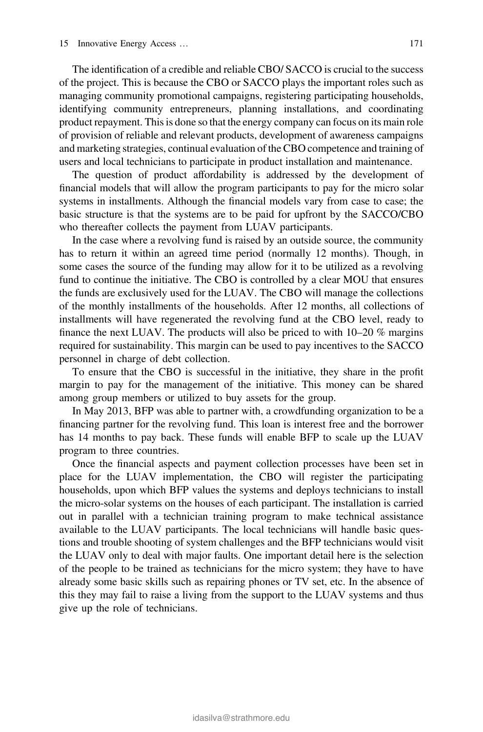The identification of a credible and reliable CBO/ SACCO is crucial to the success of the project. This is because the CBO or SACCO plays the important roles such as managing community promotional campaigns, registering participating households, identifying community entrepreneurs, planning installations, and coordinating product repayment. This is done so that the energy company can focus on its main role of provision of reliable and relevant products, development of awareness campaigns and marketing strategies, continual evaluation of the CBO competence and training of users and local technicians to participate in product installation and maintenance.

The question of product affordability is addressed by the development of financial models that will allow the program participants to pay for the micro solar systems in installments. Although the financial models vary from case to case; the basic structure is that the systems are to be paid for upfront by the SACCO/CBO who thereafter collects the payment from LUAV participants.

In the case where a revolving fund is raised by an outside source, the community has to return it within an agreed time period (normally 12 months). Though, in some cases the source of the funding may allow for it to be utilized as a revolving fund to continue the initiative. The CBO is controlled by a clear MOU that ensures the funds are exclusively used for the LUAV. The CBO will manage the collections of the monthly installments of the households. After 12 months, all collections of installments will have regenerated the revolving fund at the CBO level, ready to finance the next LUAV. The products will also be priced to with 10–20 % margins required for sustainability. This margin can be used to pay incentives to the SACCO personnel in charge of debt collection.

To ensure that the CBO is successful in the initiative, they share in the profit margin to pay for the management of the initiative. This money can be shared among group members or utilized to buy assets for the group.

In May 2013, BFP was able to partner with, a crowdfunding organization to be a financing partner for the revolving fund. This loan is interest free and the borrower has 14 months to pay back. These funds will enable BFP to scale up the LUAV program to three countries.

Once the financial aspects and payment collection processes have been set in place for the LUAV implementation, the CBO will register the participating households, upon which BFP values the systems and deploys technicians to install the micro-solar systems on the houses of each participant. The installation is carried out in parallel with a technician training program to make technical assistance available to the LUAV participants. The local technicians will handle basic questions and trouble shooting of system challenges and the BFP technicians would visit the LUAV only to deal with major faults. One important detail here is the selection of the people to be trained as technicians for the micro system; they have to have already some basic skills such as repairing phones or TV set, etc. In the absence of this they may fail to raise a living from the support to the LUAV systems and thus give up the role of technicians.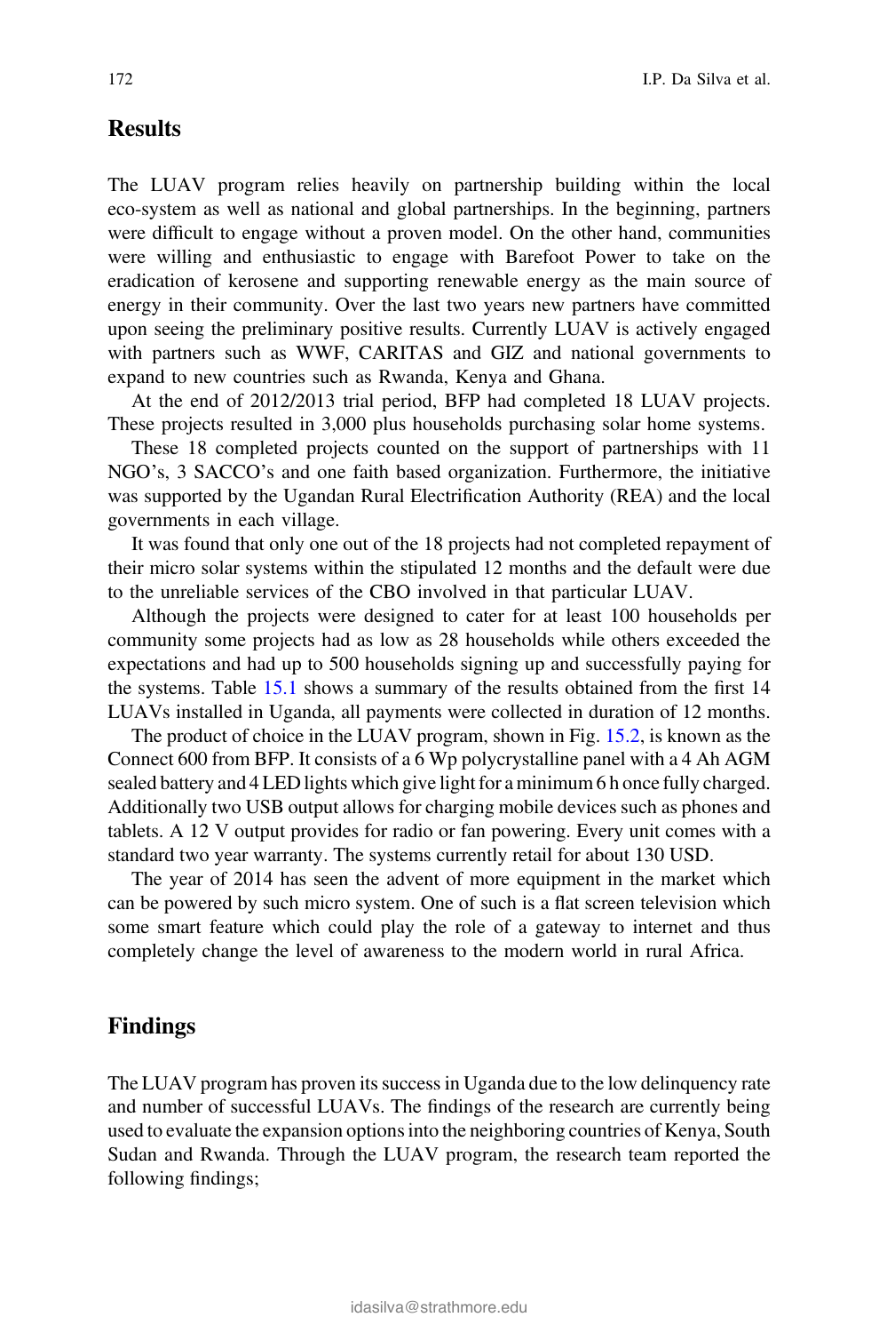## Results

The LUAV program relies heavily on partnership building within the local eco-system as well as national and global partnerships. In the beginning, partners were difficult to engage without a proven model. On the other hand, communities were willing and enthusiastic to engage with Barefoot Power to take on the eradication of kerosene and supporting renewable energy as the main source of energy in their community. Over the last two years new partners have committed upon seeing the preliminary positive results. Currently LUAV is actively engaged with partners such as WWF, CARITAS and GIZ and national governments to expand to new countries such as Rwanda, Kenya and Ghana.

At the end of 2012/2013 trial period, BFP had completed 18 LUAV projects. These projects resulted in 3,000 plus households purchasing solar home systems.

These 18 completed projects counted on the support of partnerships with 11 NGO's, 3 SACCO's and one faith based organization. Furthermore, the initiative was supported by the Ugandan Rural Electrification Authority (REA) and the local governments in each village.

It was found that only one out of the 18 projects had not completed repayment of their micro solar systems within the stipulated 12 months and the default were due to the unreliable services of the CBO involved in that particular LUAV.

Although the projects were designed to cater for at least 100 households per community some projects had as low as 28 households while others exceeded the expectations and had up to 500 households signing up and successfully paying for the systems. Table 15.1 shows a summary of the results obtained from the first 14 LUAVs installed in Uganda, all payments were collected in duration of 12 months.

The product of choice in the LUAV program, shown in Fig. 15.2, is known as the Connect 600 from BFP. It consists of a 6 Wp polycrystalline panel with a 4 Ah AGM sealed battery and 4 LED lights which give light for a minimum 6 h once fully charged. Additionally two USB output allows for charging mobile devices such as phones and tablets. A 12 V output provides for radio or fan powering. Every unit comes with a standard two year warranty. The systems currently retail for about 130 USD.

The year of 2014 has seen the advent of more equipment in the market which can be powered by such micro system. One of such is a flat screen television which some smart feature which could play the role of a gateway to internet and thus completely change the level of awareness to the modern world in rural Africa.

## Findings

The LUAV program has proven its success in Uganda due to the low delinquency rate and number of successful LUAVs. The findings of the research are currently being used to evaluate the expansion options into the neighboring countries of Kenya, South Sudan and Rwanda. Through the LUAV program, the research team reported the following findings;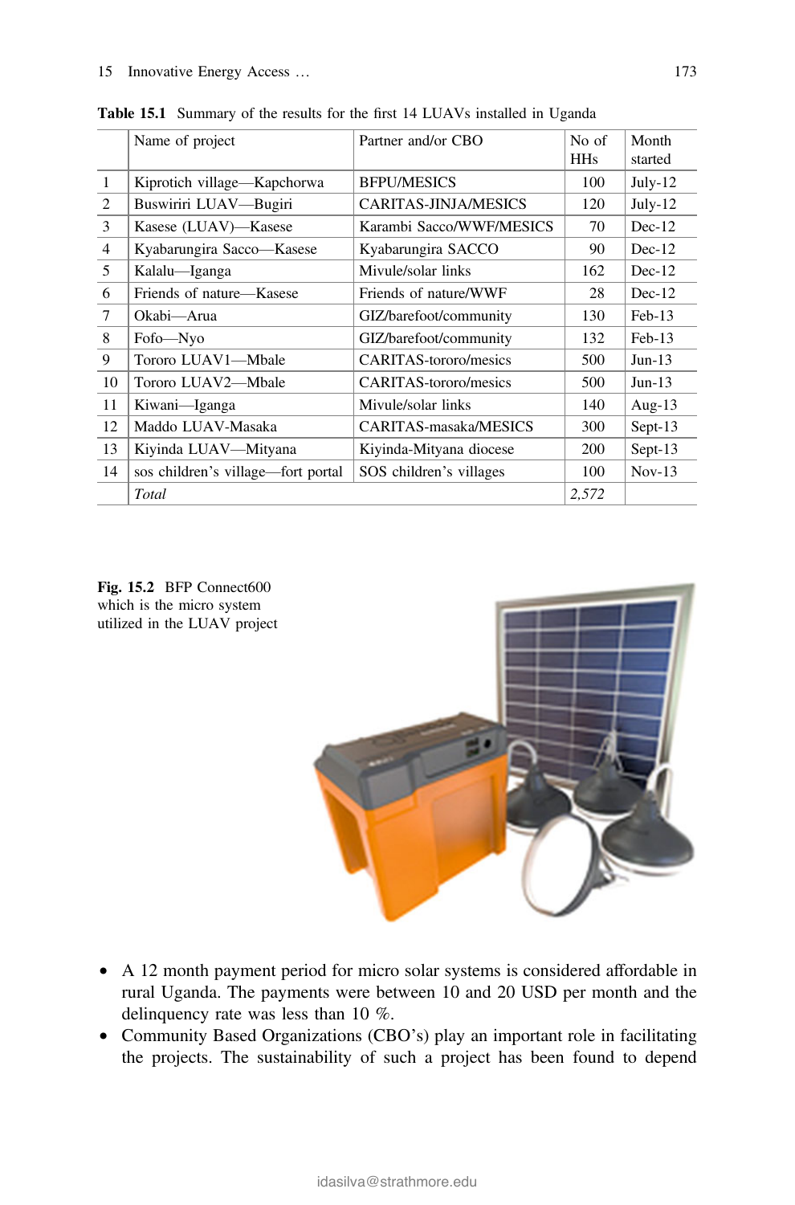**Table 15.1** Summary of the results for the first 14 LUAVs installed in Uganda

| | Name of project | Partner and/or CBO | No of HHs | Month started |
|---|---|---|---|---|
| 1 | Kiprotich village—Kapchorwa | BFPU/MESICS | 100 | July-12 |
| 2 | Buswiriri LUAV—Bugiri | CARITAS-JINJA/MESICS | 120 | July-12 |
| 3 | Kasese (LUAV)—Kasese | Karambi Sacco/WWF/MESICS | 70 | Dec-12 |
| 4 | Kyabarungira Sacco—Kasese | Kyabarungira SACCO | 90 | Dec-12 |
| 5 | Kalalu—Iganga | Mivule/solar links | 162 | Dec-12 |
| 6 | Friends of nature—Kasese | Friends of nature/WWF | 28 | Dec-12 |
| 7 | Okabi—Arua | GIZ/barefoot/community | 130 | Feb-13 |
| 8 | Fofo—Nyo | GIZ/barefoot/community | 132 | Feb-13 |
| 9 | Tororo LUAV1—Mbale | CARITAS-tororo/mesics | 500 | Jun-13 |
| 10 | Tororo LUAV2—Mbale | CARITAS-tororo/mesics | 500 | Jun-13 |
| 11 | Kiwani—Iganga | Mivule/solar links | 140 | Aug-13 |
| 12 | Maddo LUAV-Masaka | CARITAS-masaka/MESICS | 300 | Sept-13 |
| 13 | Kiyinda LUAV—Mityana | Kiyinda-Mityana diocese | 200 | Sept-13 |
| 14 | sos children's village—fort portal | SOS children's villages | 100 | Nov-13 |
| | *Total* | | *2,572* | |

**Fig. 15.2** BFP Connect600 which is the micro system utilized in the LUAV project

- A 12 month payment period for micro solar systems is considered affordable in rural Uganda. The payments were between 10 and 20 USD per month and the delinquency rate was less than 10 %.
- Community Based Organizations (CBO's) play an important role in facilitating the projects. The sustainability of such a project has been found to depend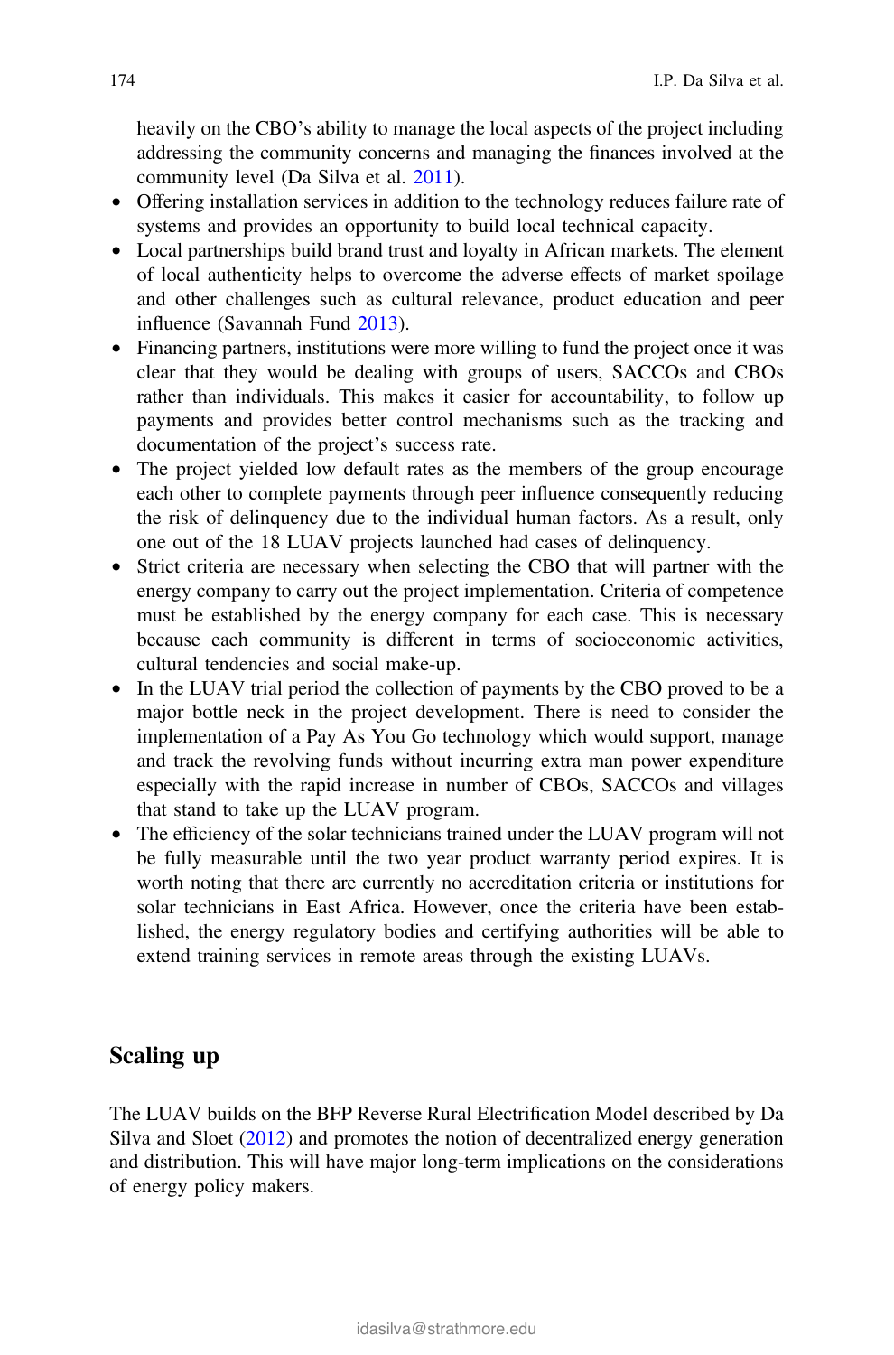heavily on the CBO's ability to manage the local aspects of the project including addressing the community concerns and managing the finances involved at the community level (Da Silva et al. 2011).

- Offering installation services in addition to the technology reduces failure rate of systems and provides an opportunity to build local technical capacity.
- Local partnerships build brand trust and loyalty in African markets. The element of local authenticity helps to overcome the adverse effects of market spoilage and other challenges such as cultural relevance, product education and peer influence (Savannah Fund 2013).
- Financing partners, institutions were more willing to fund the project once it was clear that they would be dealing with groups of users, SACCOs and CBOs rather than individuals. This makes it easier for accountability, to follow up payments and provides better control mechanisms such as the tracking and documentation of the project's success rate.
- The project yielded low default rates as the members of the group encourage each other to complete payments through peer influence consequently reducing the risk of delinquency due to the individual human factors. As a result, only one out of the 18 LUAV projects launched had cases of delinquency.
- Strict criteria are necessary when selecting the CBO that will partner with the energy company to carry out the project implementation. Criteria of competence must be established by the energy company for each case. This is necessary because each community is different in terms of socioeconomic activities, cultural tendencies and social make-up.
- In the LUAV trial period the collection of payments by the CBO proved to be a major bottle neck in the project development. There is need to consider the implementation of a Pay As You Go technology which would support, manage and track the revolving funds without incurring extra man power expenditure especially with the rapid increase in number of CBOs, SACCOs and villages that stand to take up the LUAV program.
- The efficiency of the solar technicians trained under the LUAV program will not be fully measurable until the two year product warranty period expires. It is worth noting that there are currently no accreditation criteria or institutions for solar technicians in East Africa. However, once the criteria have been established, the energy regulatory bodies and certifying authorities will be able to extend training services in remote areas through the existing LUAVs.

## Scaling up

The LUAV builds on the BFP Reverse Rural Electrification Model described by Da Silva and Sloet (2012) and promotes the notion of decentralized energy generation and distribution. This will have major long-term implications on the considerations of energy policy makers.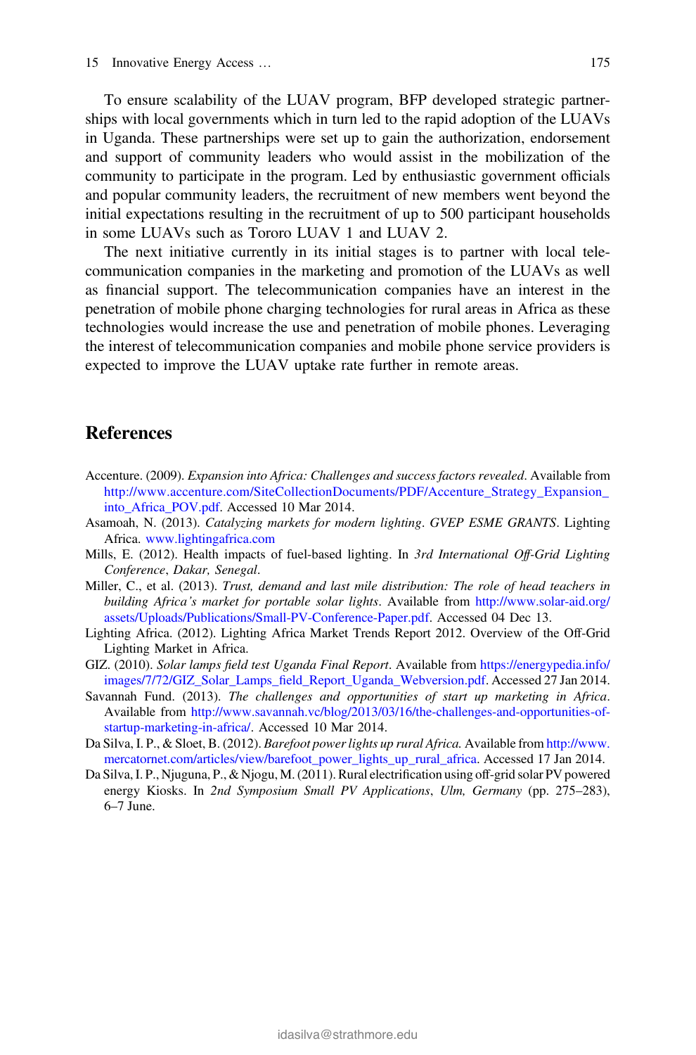To ensure scalability of the LUAV program, BFP developed strategic partnerships with local governments which in turn led to the rapid adoption of the LUAVs in Uganda. These partnerships were set up to gain the authorization, endorsement and support of community leaders who would assist in the mobilization of the community to participate in the program. Led by enthusiastic government officials and popular community leaders, the recruitment of new members went beyond the initial expectations resulting in the recruitment of up to 500 participant households in some LUAVs such as Tororo LUAV 1 and LUAV 2.

The next initiative currently in its initial stages is to partner with local telecommunication companies in the marketing and promotion of the LUAVs as well as financial support. The telecommunication companies have an interest in the penetration of mobile phone charging technologies for rural areas in Africa as these technologies would increase the use and penetration of mobile phones. Leveraging the interest of telecommunication companies and mobile phone service providers is expected to improve the LUAV uptake rate further in remote areas.

## References

Accenture. (2009). *Expansion into Africa: Challenges and success factors revealed*. Available from http://www.accenture.com/SiteCollectionDocuments/PDF/Accenture_Strategy_Expansion_into_Africa_POV.pdf. Accessed 10 Mar 2014.

Asamoah, N. (2013). *Catalyzing markets for modern lighting*. *GVEP ESME GRANTS*. Lighting Africa. www.lightingafrica.com

Mills, E. (2012). Health impacts of fuel-based lighting. In *3rd International Off-Grid Lighting Conference*, *Dakar, Senegal*.

Miller, C., et al. (2013). *Trust, demand and last mile distribution: The role of head teachers in building Africa's market for portable solar lights*. Available from http://www.solar-aid.org/assets/Uploads/Publications/Small-PV-Conference-Paper.pdf. Accessed 04 Dec 13.

Lighting Africa. (2012). Lighting Africa Market Trends Report 2012. Overview of the Off-Grid Lighting Market in Africa.

GIZ. (2010). *Solar lamps field test Uganda Final Report*. Available from https://energypedia.info/images/7/72/GIZ_Solar_Lamps_field_Report_Uganda_Webversion.pdf. Accessed 27 Jan 2014.

Savannah Fund. (2013). *The challenges and opportunities of start up marketing in Africa*. Available from http://www.savannah.vc/blog/2013/03/16/the-challenges-and-opportunities-of-startup-marketing-in-africa/. Accessed 10 Mar 2014.

Da Silva, I. P., & Sloet, B. (2012). *Barefoot power lights up rural Africa*. Available from http://www.mercatornet.com/articles/view/barefoot_power_lights_up_rural_africa. Accessed 17 Jan 2014.

Da Silva, I. P., Njuguna, P., & Njogu, M. (2011). Rural electrification using off-grid solar PV powered energy Kiosks. In *2nd Symposium Small PV Applications*, *Ulm, Germany* (pp. 275–283), 6–7 June.